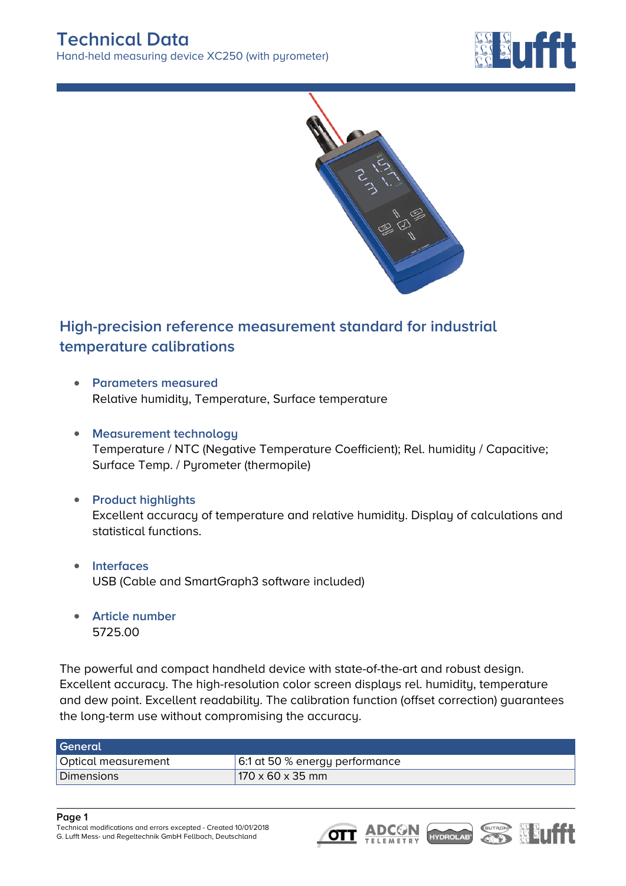# Technical Data

Hand-held measuring device XC250 (with pyrometer)

## High-precision reference measurement standard for industrial temperature calibrations

- **Parameters measured**
  Relative humidity, Temperature, Surface temperature

- **Measurement technology**
  Temperature / NTC (Negative Temperature Coefficient); Rel. humidity / Capacitive; Surface Temp. / Pyrometer (thermopile)

- **Product highlights**
  Excellent accuracy of temperature and relative humidity. Display of calculations and statistical functions.

- **Interfaces**
  USB (Cable and SmartGraph3 software included)

- **Article number**
  5725.00

The powerful and compact handheld device with state-of-the-art and robust design. Excellent accuracy. The high-resolution color screen displays rel. humidity, temperature and dew point. Excellent readability. The calibration function (offset correction) guarantees the long-term use without compromising the accuracy.

| General | |
|---|---|
| Optical measurement | 6:1 at 50 % energy performance |
| Dimensions | 170 x 60 x 35 mm |

Technical modifications and errors excepted - Created 10/01/2018
G. Lufft Mess- und Regeltechnik GmbH Fellbach, Deutschland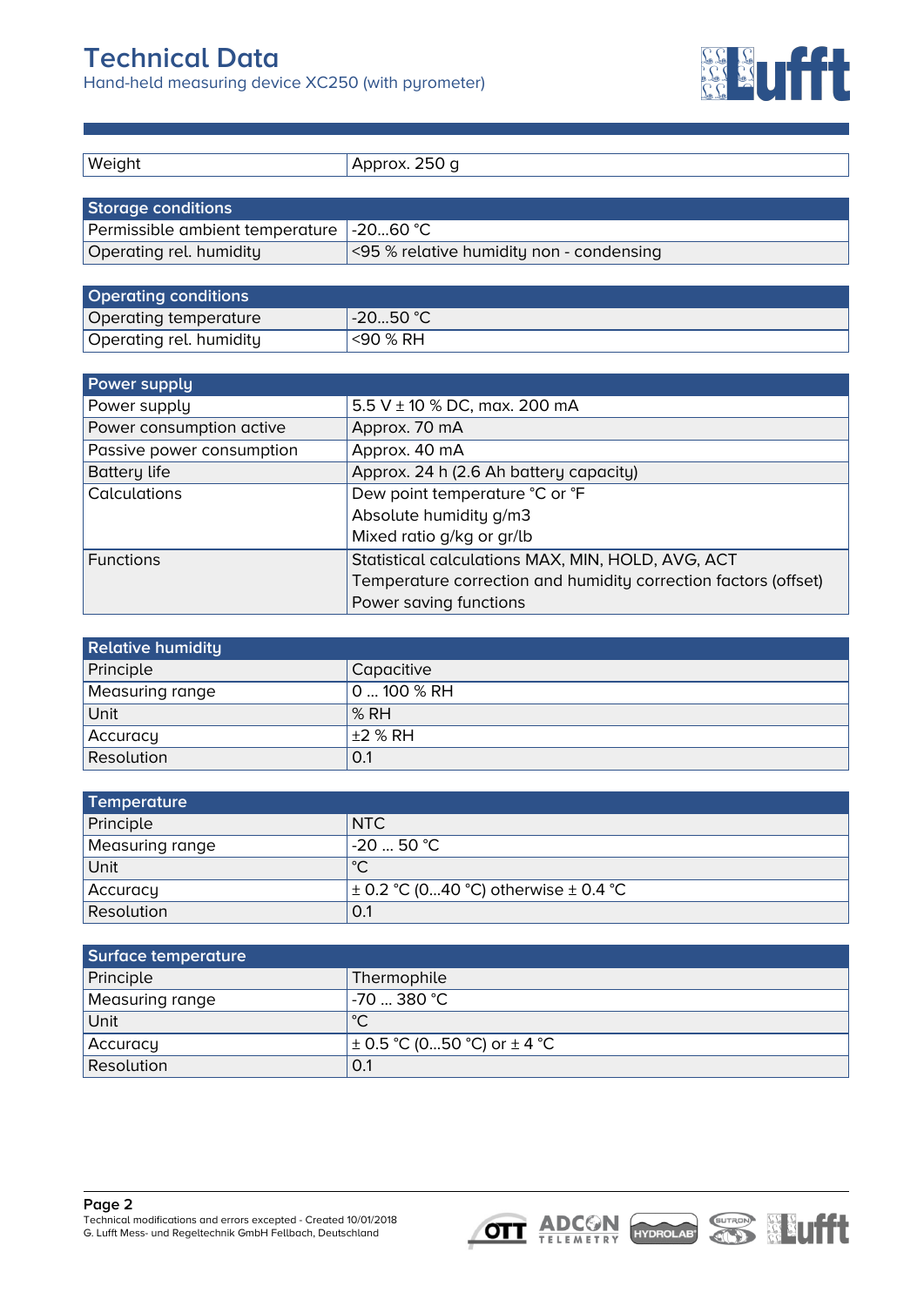# Technical Data

Hand-held measuring device XC250 (with pyrometer)

| | |
|---|---|
| Weight | Approx. 250 g |

| Storage conditions | |
|---|---|
| Permissible ambient temperature | -20...60 °C |
| Operating rel. humidity | <95 % relative humidity non - condensing |

| Operating conditions | |
|---|---|
| Operating temperature | -20...50 °C |
| Operating rel. humidity | <90 % RH |

| Power supply | |
|---|---|
| Power supply | 5.5 V ± 10 % DC, max. 200 mA |
| Power consumption active | Approx. 70 mA |
| Passive power consumption | Approx. 40 mA |
| Battery life | Approx. 24 h (2.6 Ah battery capacity) |
| Calculations | Dew point temperature °C or °F<br>Absolute humidity g/m3<br>Mixed ratio g/kg or gr/lb |
| Functions | Statistical calculations MAX, MIN, HOLD, AVG, ACT<br>Temperature correction and humidity correction factors (offset)<br>Power saving functions |

| Relative humidity | |
|---|---|
| Principle | Capacitive |
| Measuring range | 0 ... 100 % RH |
| Unit | % RH |
| Accuracy | ±2 % RH |
| Resolution | 0.1 |

| Temperature | |
|---|---|
| Principle | NTC |
| Measuring range | -20 ... 50 °C |
| Unit | °C |
| Accuracy | ± 0.2 °C (0...40 °C) otherwise ± 0.4 °C |
| Resolution | 0.1 |

| Surface temperature | |
|---|---|
| Principle | Thermophile |
| Measuring range | -70 ... 380 °C |
| Unit | °C |
| Accuracy | ± 0.5 °C (0...50 °C) or ± 4 °C |
| Resolution | 0.1 |

Technical modifications and errors excepted - Created 10/01/2018
G. Lufft Mess- und Regeltechnik GmbH Fellbach, Deutschland